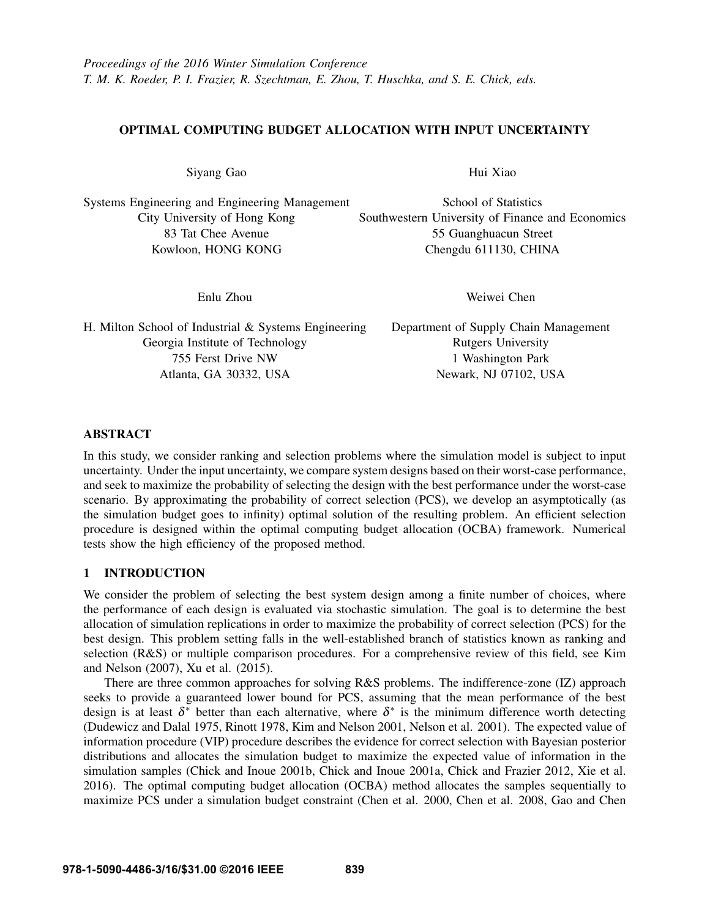*Proceedings of the 2016 Winter Simulation Conference*
*T. M. K. Roeder, P. I. Frazier, R. Szechtman, E. Zhou, T. Huschka, and S. E. Chick, eds.*

# OPTIMAL COMPUTING BUDGET ALLOCATION WITH INPUT UNCERTAINTY

Siyang Gao

Systems Engineering and Engineering Management
City University of Hong Kong
83 Tat Chee Avenue
Kowloon, HONG KONG

Hui Xiao

School of Statistics
Southwestern University of Finance and Economics
55 Guanghuacun Street
Chengdu 611130, CHINA

Enlu Zhou

H. Milton School of Industrial & Systems Engineering
Georgia Institute of Technology
755 Ferst Drive NW
Atlanta, GA 30332, USA

Weiwei Chen

Department of Supply Chain Management
Rutgers University
1 Washington Park
Newark, NJ 07102, USA

## ABSTRACT

In this study, we consider ranking and selection problems where the simulation model is subject to input uncertainty. Under the input uncertainty, we compare system designs based on their worst-case performance, and seek to maximize the probability of selecting the design with the best performance under the worst-case scenario. By approximating the probability of correct selection (PCS), we develop an asymptotically (as the simulation budget goes to infinity) optimal solution of the resulting problem. An efficient selection procedure is designed within the optimal computing budget allocation (OCBA) framework. Numerical tests show the high efficiency of the proposed method.

## 1 INTRODUCTION

We consider the problem of selecting the best system design among a finite number of choices, where the performance of each design is evaluated via stochastic simulation. The goal is to determine the best allocation of simulation replications in order to maximize the probability of correct selection (PCS) for the best design. This problem setting falls in the well-established branch of statistics known as ranking and selection (R&S) or multiple comparison procedures. For a comprehensive review of this field, see Kim and Nelson (2007), Xu et al. (2015).

There are three common approaches for solving R&S problems. The indifference-zone (IZ) approach seeks to provide a guaranteed lower bound for PCS, assuming that the mean performance of the best design is at least $\delta^*$ better than each alternative, where $\delta^*$ is the minimum difference worth detecting (Dudewicz and Dalal 1975, Rinott 1978, Kim and Nelson 2001, Nelson et al. 2001). The expected value of information procedure (VIP) procedure describes the evidence for correct selection with Bayesian posterior distributions and allocates the simulation budget to maximize the expected value of information in the simulation samples (Chick and Inoue 2001b, Chick and Inoue 2001a, Chick and Frazier 2012, Xie et al. 2016). The optimal computing budget allocation (OCBA) method allocates the samples sequentially to maximize PCS under a simulation budget constraint (Chen et al. 2000, Chen et al. 2008, Gao and Chen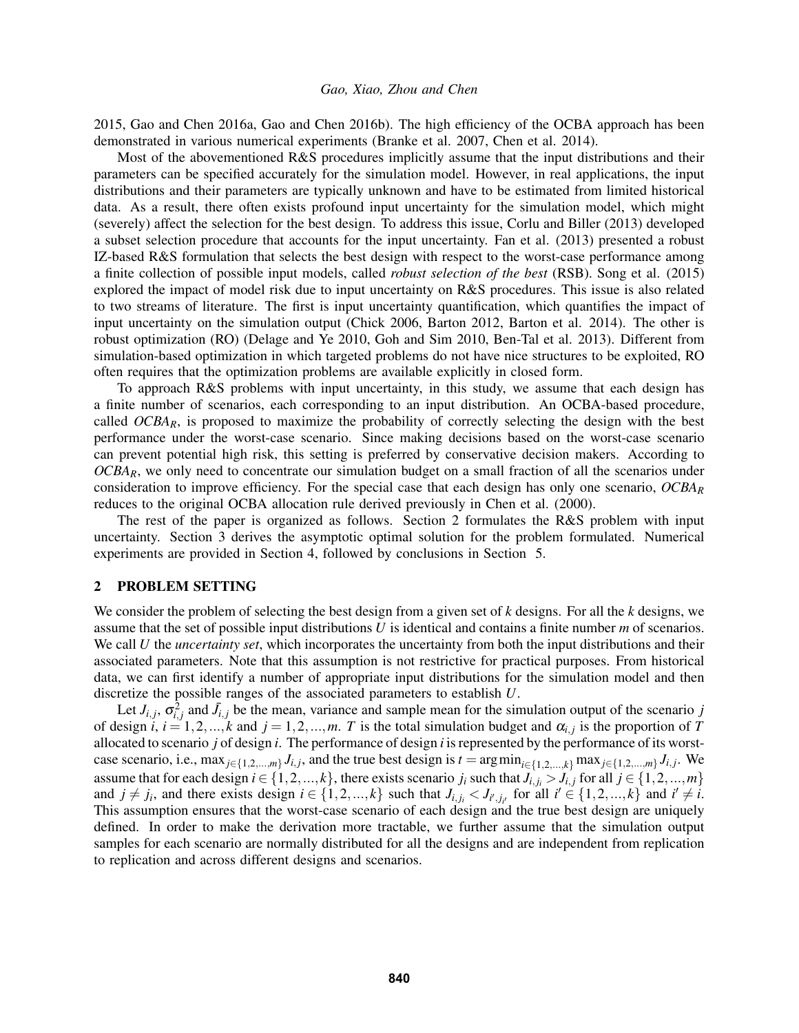2015, Gao and Chen 2016a, Gao and Chen 2016b). The high efficiency of the OCBA approach has been demonstrated in various numerical experiments (Branke et al. 2007, Chen et al. 2014).

Most of the abovementioned R&S procedures implicitly assume that the input distributions and their parameters can be specified accurately for the simulation model. However, in real applications, the input distributions and their parameters are typically unknown and have to be estimated from limited historical data. As a result, there often exists profound input uncertainty for the simulation model, which might (severely) affect the selection for the best design. To address this issue, Corlu and Biller (2013) developed a subset selection procedure that accounts for the input uncertainty. Fan et al. (2013) presented a robust IZ-based R&S formulation that selects the best design with respect to the worst-case performance among a finite collection of possible input models, called *robust selection of the best* (RSB). Song et al. (2015) explored the impact of model risk due to input uncertainty on R&S procedures. This issue is also related to two streams of literature. The first is input uncertainty quantification, which quantifies the impact of input uncertainty on the simulation output (Chick 2006, Barton 2012, Barton et al. 2014). The other is robust optimization (RO) (Delage and Ye 2010, Goh and Sim 2010, Ben-Tal et al. 2013). Different from simulation-based optimization in which targeted problems do not have nice structures to be exploited, RO often requires that the optimization problems are available explicitly in closed form.

To approach R&S problems with input uncertainty, in this study, we assume that each design has a finite number of scenarios, each corresponding to an input distribution. An OCBA-based procedure, called $OCBA_R$, is proposed to maximize the probability of correctly selecting the design with the best performance under the worst-case scenario. Since making decisions based on the worst-case scenario can prevent potential high risk, this setting is preferred by conservative decision makers. According to $OCBA_R$, we only need to concentrate our simulation budget on a small fraction of all the scenarios under consideration to improve efficiency. For the special case that each design has only one scenario, $OCBA_R$ reduces to the original OCBA allocation rule derived previously in Chen et al. (2000).

The rest of the paper is organized as follows. Section 2 formulates the R&S problem with input uncertainty. Section 3 derives the asymptotic optimal solution for the problem formulated. Numerical experiments are provided in Section 4, followed by conclusions in Section 5.

## 2 PROBLEM SETTING

We consider the problem of selecting the best design from a given set of $k$ designs. For all the $k$ designs, we assume that the set of possible input distributions $U$ is identical and contains a finite number $m$ of scenarios. We call $U$ the *uncertainty set*, which incorporates the uncertainty from both the input distributions and their associated parameters. Note that this assumption is not restrictive for practical purposes. From historical data, we can first identify a number of appropriate input distributions for the simulation model and then discretize the possible ranges of the associated parameters to establish $U$.

Let $J_{i,j}$, $\sigma^2_{i,j}$ and $\bar{J}_{i,j}$ be the mean, variance and sample mean for the simulation output of the scenario $j$ of design $i$, $i = 1,2,...,k$ and $j = 1,2,...,m$. $T$ is the total simulation budget and $\alpha_{i,j}$ is the proportion of $T$ allocated to scenario $j$ of design $i$. The performance of design $i$ is represented by the performance of its worst-case scenario, i.e., $\max_{j\in\{1,2,...,m\}} J_{i,j}$, and the true best design is $t = \arg\min_{i\in\{1,2,...,k\}} \max_{j\in\{1,2,...,m\}} J_{i,j}$. We assume that for each design $i \in \{1,2,...,k\}$, there exists scenario $j_i$ such that $J_{i,j_i} > J_{i,j}$ for all $j \in \{1,2,...,m\}$ and $j \neq j_i$, and there exists design $i \in \{1,2,...,k\}$ such that $J_{i,j_i} < J_{i',j_{i'}}$ for all $i' \in \{1,2,...,k\}$ and $i' \neq i$. This assumption ensures that the worst-case scenario of each design and the true best design are uniquely defined. In order to make the derivation more tractable, we further assume that the simulation output samples for each scenario are normally distributed for all the designs and are independent from replication to replication and across different designs and scenarios.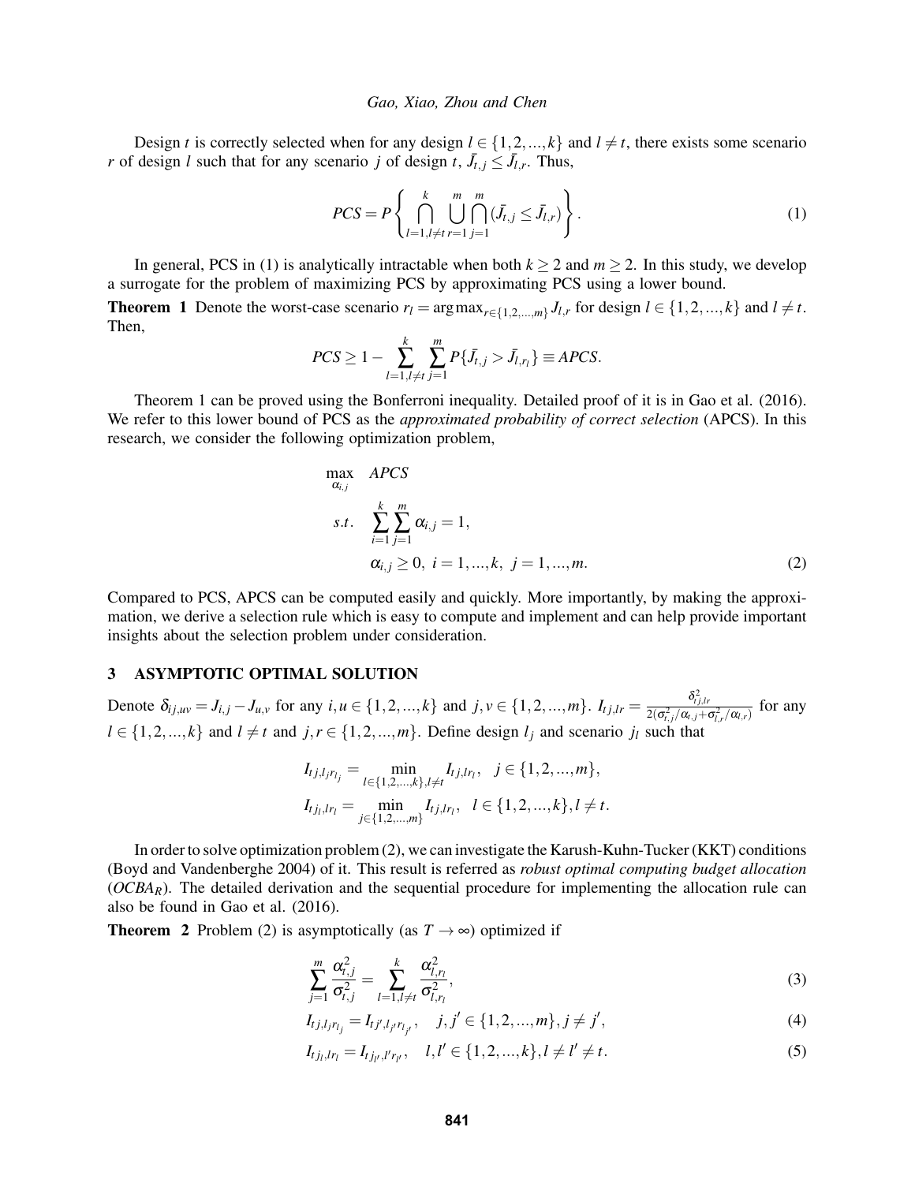Design $t$ is correctly selected when for any design $l \in \{1,2,...,k\}$ and $l \neq t$, there exists some scenario $r$ of design $l$ such that for any scenario $j$ of design $t$, $\bar{J}_{t,j} \leq \bar{J}_{l,r}$. Thus,

$$PCS = P\left\{ \bigcap_{l=1, l\neq t}^{k} \bigcup_{r=1}^{m} \bigcap_{j=1}^{m} (\bar{J}_{t,j} \leq \bar{J}_{l,r}) \right\}. \tag{1}$$

In general, PCS in (1) is analytically intractable when both $k \geq 2$ and $m \geq 2$. In this study, we develop a surrogate for the problem of maximizing PCS by approximating PCS using a lower bound.

**Theorem 1** Denote the worst-case scenario $r_l = \arg\max_{r\in\{1,2,...,m\}} J_{l,r}$ for design $l \in \{1,2,...,k\}$ and $l \neq t$. Then,

$$PCS \geq 1 - \sum_{l=1, l\neq t}^{k} \sum_{j=1}^{m} P\{\bar{J}_{t,j} > \bar{J}_{l,r_l}\} \equiv APCS.$$

Theorem 1 can be proved using the Bonferroni inequality. Detailed proof of it is in Gao et al. (2016). We refer to this lower bound of PCS as the *approximated probability of correct selection* (APCS). In this research, we consider the following optimization problem,

$$\begin{aligned}
\max_{\alpha_{i,j}} \quad & APCS \\
s.t. \quad & \sum_{i=1}^{k} \sum_{j=1}^{m} \alpha_{i,j} = 1, \\
& \alpha_{i,j} \geq 0, \; i = 1,...,k, \; j = 1,...,m.
\end{aligned} \tag{2}$$

Compared to PCS, APCS can be computed easily and quickly. More importantly, by making the approximation, we derive a selection rule which is easy to compute and implement and can help provide important insights about the selection problem under consideration.

## 3 ASYMPTOTIC OPTIMAL SOLUTION

Denote $\delta_{ij,uv} = J_{i,j} - J_{u,v}$ for any $i,u \in \{1,2,...,k\}$ and $j,v \in \{1,2,...,m\}$. $I_{tj,lr} = \frac{\delta_{tj,lr}^2}{2(\sigma_{t,j}^2/\alpha_{t,j} + \sigma_{l,r}^2/\alpha_{l,r})}$ for any $l \in \{1,2,...,k\}$ and $l \neq t$ and $j,r \in \{1,2,...,m\}$. Define design $l_j$ and scenario $j_l$ such that

$$I_{tj,l_j r_{l_j}} = \min_{l\in\{1,2,...,k\}, l\neq t} I_{tj,lr_l}, \quad j \in \{1,2,...,m\},$$
$$I_{tj_l,lr_l} = \min_{j\in\{1,2,...,m\}} I_{tj,lr_l}, \quad l \in \{1,2,...,k\}, l \neq t.$$

In order to solve optimization problem (2), we can investigate the Karush-Kuhn-Tucker (KKT) conditions (Boyd and Vandenberghe 2004) of it. This result is referred as *robust optimal computing budget allocation* (*$OCBA_R$*). The detailed derivation and the sequential procedure for implementing the allocation rule can also be found in Gao et al. (2016).

**Theorem 2** Problem (2) is asymptotically (as $T \to \infty$) optimized if

$$\sum_{j=1}^{m} \frac{\alpha_{t,j}^2}{\sigma_{t,j}^2} = \sum_{l=1, l\neq t}^{k} \frac{\alpha_{l,r_l}^2}{\sigma_{l,r_l}^2}, \tag{3}$$

$$I_{tj,l_j r_{l_j}} = I_{tj',l_{j'} r_{l_{j'}}}, \quad j,j' \in \{1,2,...,m\}, j \neq j', \tag{4}$$

$$I_{tj_l,lr_l} = I_{tj_{l'},l' r_{l'}}, \quad l,l' \in \{1,2,...,k\}, l \neq l' \neq t. \tag{5}$$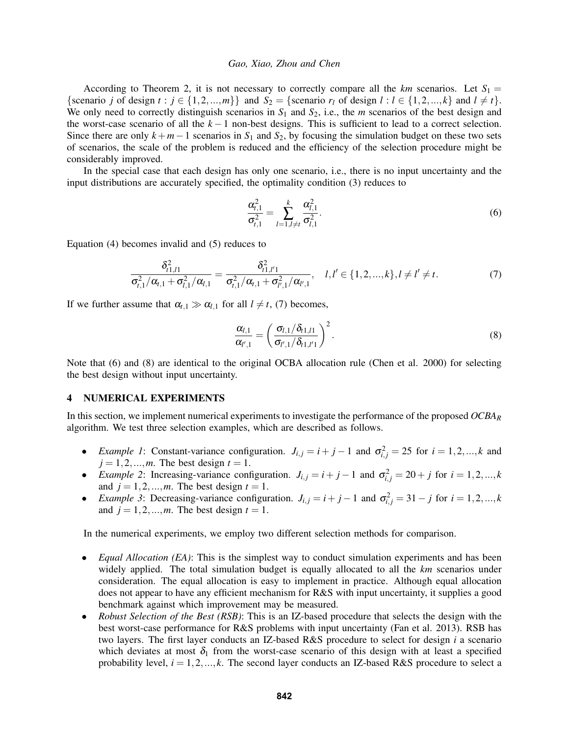According to Theorem 2, it is not necessary to correctly compare all the $km$ scenarios. Let $S_1 = \{\text{scenario } j \text{ of design } t : j \in \{1,2,...,m\}\}$ and $S_2 = \{\text{scenario } r_l \text{ of design } l : l \in \{1,2,...,k\} \text{ and } l \neq t\}$. We only need to correctly distinguish scenarios in $S_1$ and $S_2$, i.e., the $m$ scenarios of the best design and the worst-case scenario of all the $k-1$ non-best designs. This is sufficient to lead to a correct selection. Since there are only $k+m-1$ scenarios in $S_1$ and $S_2$, by focusing the simulation budget on these two sets of scenarios, the scale of the problem is reduced and the efficiency of the selection procedure might be considerably improved.

In the special case that each design has only one scenario, i.e., there is no input uncertainty and the input distributions are accurately specified, the optimality condition (3) reduces to

$$\frac{\alpha_{t,1}^2}{\sigma_{t,1}^2} = \sum_{l=1, l\neq t}^{k} \frac{\alpha_{l,1}^2}{\sigma_{l,1}^2}. \tag{6}$$

Equation (4) becomes invalid and (5) reduces to

$$\frac{\delta_{t1,l1}^2}{\sigma_{t,1}^2/\alpha_{t,1} + \sigma_{l,1}^2/\alpha_{l,1}} = \frac{\delta_{t1,l'1}^2}{\sigma_{t,1}^2/\alpha_{t,1} + \sigma_{l',1}^2/\alpha_{l',1}}, \quad l,l' \in \{1,2,...,k\}, l \neq l' \neq t. \tag{7}$$

If we further assume that $\alpha_{t,1} \gg \alpha_{l,1}$ for all $l \neq t$, (7) becomes,

$$\frac{\alpha_{l,1}}{\alpha_{l',1}} = \left( \frac{\sigma_{l,1}/\delta_{t1,l1}}{\sigma_{l',1}/\delta_{t1,l'1}} \right)^2. \tag{8}$$

Note that (6) and (8) are identical to the original OCBA allocation rule (Chen et al. 2000) for selecting the best design without input uncertainty.

## 4 NUMERICAL EXPERIMENTS

In this section, we implement numerical experiments to investigate the performance of the proposed $OCBA_R$ algorithm. We test three selection examples, which are described as follows.

- *Example 1*: Constant-variance configuration. $J_{i,j} = i + j - 1$ and $\sigma_{i,j}^2 = 25$ for $i = 1,2,...,k$ and $j = 1,2,...,m$. The best design $t = 1$.
- *Example 2*: Increasing-variance configuration. $J_{i,j} = i + j - 1$ and $\sigma_{i,j}^2 = 20 + j$ for $i = 1,2,...,k$ and $j = 1,2,...,m$. The best design $t = 1$.
- *Example 3*: Decreasing-variance configuration. $J_{i,j} = i + j - 1$ and $\sigma_{i,j}^2 = 31 - j$ for $i = 1,2,...,k$ and $j = 1,2,...,m$. The best design $t = 1$.

In the numerical experiments, we employ two different selection methods for comparison.

- *Equal Allocation (EA)*: This is the simplest way to conduct simulation experiments and has been widely applied. The total simulation budget is equally allocated to all the $km$ scenarios under consideration. The equal allocation is easy to implement in practice. Although equal allocation does not appear to have any efficient mechanism for R&S with input uncertainty, it supplies a good benchmark against which improvement may be measured.
- *Robust Selection of the Best (RSB)*: This is an IZ-based procedure that selects the design with the best worst-case performance for R&S problems with input uncertainty (Fan et al. 2013). RSB has two layers. The first layer conducts an IZ-based R&S procedure to select for design $i$ a scenario which deviates at most $\delta_1$ from the worst-case scenario of this design with at least a specified probability level, $i = 1,2,...,k$. The second layer conducts an IZ-based R&S procedure to select a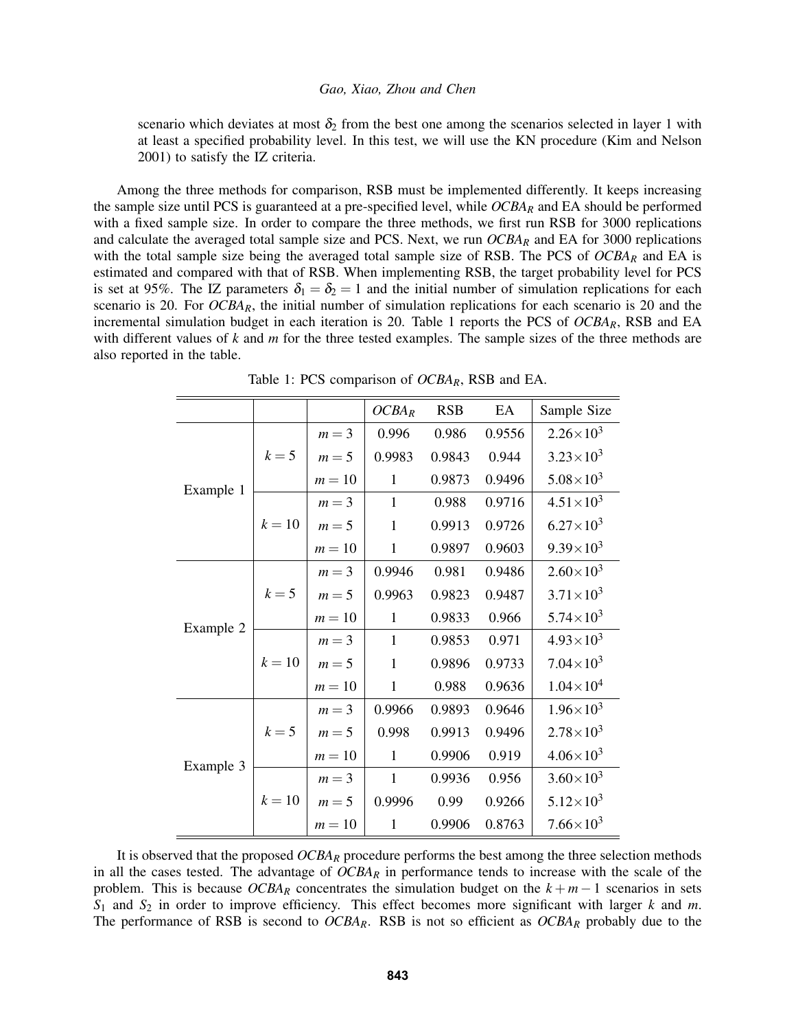scenario which deviates at most $\delta_2$ from the best one among the scenarios selected in layer 1 with at least a specified probability level. In this test, we will use the KN procedure (Kim and Nelson 2001) to satisfy the IZ criteria.

Among the three methods for comparison, RSB must be implemented differently. It keeps increasing the sample size until PCS is guaranteed at a pre-specified level, while $OCBA_R$ and EA should be performed with a fixed sample size. In order to compare the three methods, we first run RSB for 3000 replications and calculate the averaged total sample size and PCS. Next, we run $OCBA_R$ and EA for 3000 replications with the total sample size being the averaged total sample size of RSB. The PCS of $OCBA_R$ and EA is estimated and compared with that of RSB. When implementing RSB, the target probability level for PCS is set at 95%. The IZ parameters $\delta_1 = \delta_2 = 1$ and the initial number of simulation replications for each scenario is 20. For $OCBA_R$, the initial number of simulation replications for each scenario is 20 and the incremental simulation budget in each iteration is 20. Table 1 reports the PCS of $OCBA_R$, RSB and EA with different values of $k$ and $m$ for the three tested examples. The sample sizes of the three methods are also reported in the table.

Table 1: PCS comparison of $OCBA_R$, RSB and EA.

| | | | $OCBA_R$ | RSB | EA | Sample Size |
|---|---|---|---|---|---|---|
| Example 1 | $k=5$ | $m=3$ | 0.996 | 0.986 | 0.9556 | $2.26\times10^3$ |
| | | $m=5$ | 0.9983 | 0.9843 | 0.944 | $3.23\times10^3$ |
| | | $m=10$ | 1 | 0.9873 | 0.9496 | $5.08\times10^3$ |
| | $k=10$ | $m=3$ | 1 | 0.988 | 0.9716 | $4.51\times10^3$ |
| | | $m=5$ | 1 | 0.9913 | 0.9726 | $6.27\times10^3$ |
| | | $m=10$ | 1 | 0.9897 | 0.9603 | $9.39\times10^3$ |
| Example 2 | $k=5$ | $m=3$ | 0.9946 | 0.981 | 0.9486 | $2.60\times10^3$ |
| | | $m=5$ | 0.9963 | 0.9823 | 0.9487 | $3.71\times10^3$ |
| | | $m=10$ | 1 | 0.9833 | 0.966 | $5.74\times10^3$ |
| | $k=10$ | $m=3$ | 1 | 0.9853 | 0.971 | $4.93\times10^3$ |
| | | $m=5$ | 1 | 0.9896 | 0.9733 | $7.04\times10^3$ |
| | | $m=10$ | 1 | 0.988 | 0.9636 | $1.04\times10^4$ |
| Example 3 | $k=5$ | $m=3$ | 0.9966 | 0.9893 | 0.9646 | $1.96\times10^3$ |
| | | $m=5$ | 0.998 | 0.9913 | 0.9496 | $2.78\times10^3$ |
| | | $m=10$ | 1 | 0.9906 | 0.919 | $4.06\times10^3$ |
| | $k=10$ | $m=3$ | 1 | 0.9936 | 0.956 | $3.60\times10^3$ |
| | | $m=5$ | 0.9996 | 0.99 | 0.9266 | $5.12\times10^3$ |
| | | $m=10$ | 1 | 0.9906 | 0.8763 | $7.66\times10^3$ |

It is observed that the proposed $OCBA_R$ procedure performs the best among the three selection methods in all the cases tested. The advantage of $OCBA_R$ in performance tends to increase with the scale of the problem. This is because $OCBA_R$ concentrates the simulation budget on the $k+m-1$ scenarios in sets $S_1$ and $S_2$ in order to improve efficiency. This effect becomes more significant with larger $k$ and $m$. The performance of RSB is second to $OCBA_R$. RSB is not so efficient as $OCBA_R$ probably due to the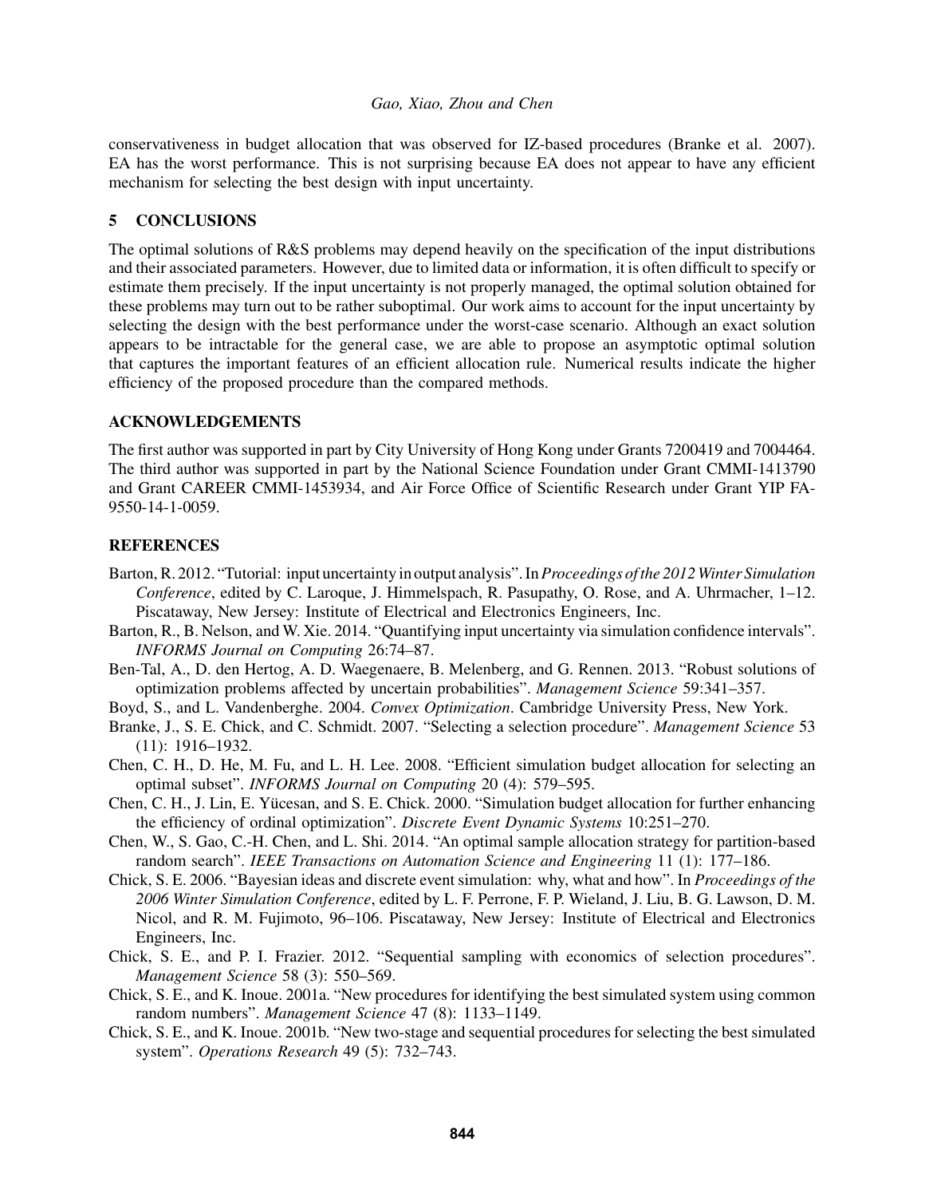conservativeness in budget allocation that was observed for IZ-based procedures (Branke et al. 2007). EA has the worst performance. This is not surprising because EA does not appear to have any efficient mechanism for selecting the best design with input uncertainty.

## 5 CONCLUSIONS

The optimal solutions of R&S problems may depend heavily on the specification of the input distributions and their associated parameters. However, due to limited data or information, it is often difficult to specify or estimate them precisely. If the input uncertainty is not properly managed, the optimal solution obtained for these problems may turn out to be rather suboptimal. Our work aims to account for the input uncertainty by selecting the design with the best performance under the worst-case scenario. Although an exact solution appears to be intractable for the general case, we are able to propose an asymptotic optimal solution that captures the important features of an efficient allocation rule. Numerical results indicate the higher efficiency of the proposed procedure than the compared methods.

## ACKNOWLEDGEMENTS

The first author was supported in part by City University of Hong Kong under Grants 7200419 and 7004464. The third author was supported in part by the National Science Foundation under Grant CMMI-1413790 and Grant CAREER CMMI-1453934, and Air Force Office of Scientific Research under Grant YIP FA-9550-14-1-0059.

## REFERENCES

Barton, R. 2012. "Tutorial: input uncertainty in output analysis". In *Proceedings of the 2012 Winter Simulation Conference*, edited by C. Laroque, J. Himmelspach, R. Pasupathy, O. Rose, and A. Uhrmacher, 1–12. Piscataway, New Jersey: Institute of Electrical and Electronics Engineers, Inc.

Barton, R., B. Nelson, and W. Xie. 2014. "Quantifying input uncertainty via simulation confidence intervals". *INFORMS Journal on Computing* 26:74–87.

Ben-Tal, A., D. den Hertog, A. D. Waegenaere, B. Melenberg, and G. Rennen. 2013. "Robust solutions of optimization problems affected by uncertain probabilities". *Management Science* 59:341–357.

Boyd, S., and L. Vandenberghe. 2004. *Convex Optimization*. Cambridge University Press, New York.

Branke, J., S. E. Chick, and C. Schmidt. 2007. "Selecting a selection procedure". *Management Science* 53 (11): 1916–1932.

Chen, C. H., D. He, M. Fu, and L. H. Lee. 2008. "Efficient simulation budget allocation for selecting an optimal subset". *INFORMS Journal on Computing* 20 (4): 579–595.

Chen, C. H., J. Lin, E. Yücesan, and S. E. Chick. 2000. "Simulation budget allocation for further enhancing the efficiency of ordinal optimization". *Discrete Event Dynamic Systems* 10:251–270.

Chen, W., S. Gao, C.-H. Chen, and L. Shi. 2014. "An optimal sample allocation strategy for partition-based random search". *IEEE Transactions on Automation Science and Engineering* 11 (1): 177–186.

Chick, S. E. 2006. "Bayesian ideas and discrete event simulation: why, what and how". In *Proceedings of the 2006 Winter Simulation Conference*, edited by L. F. Perrone, F. P. Wieland, J. Liu, B. G. Lawson, D. M. Nicol, and R. M. Fujimoto, 96–106. Piscataway, New Jersey: Institute of Electrical and Electronics Engineers, Inc.

Chick, S. E., and P. I. Frazier. 2012. "Sequential sampling with economics of selection procedures". *Management Science* 58 (3): 550–569.

Chick, S. E., and K. Inoue. 2001a. "New procedures for identifying the best simulated system using common random numbers". *Management Science* 47 (8): 1133–1149.

Chick, S. E., and K. Inoue. 2001b. "New two-stage and sequential procedures for selecting the best simulated system". *Operations Research* 49 (5): 732–743.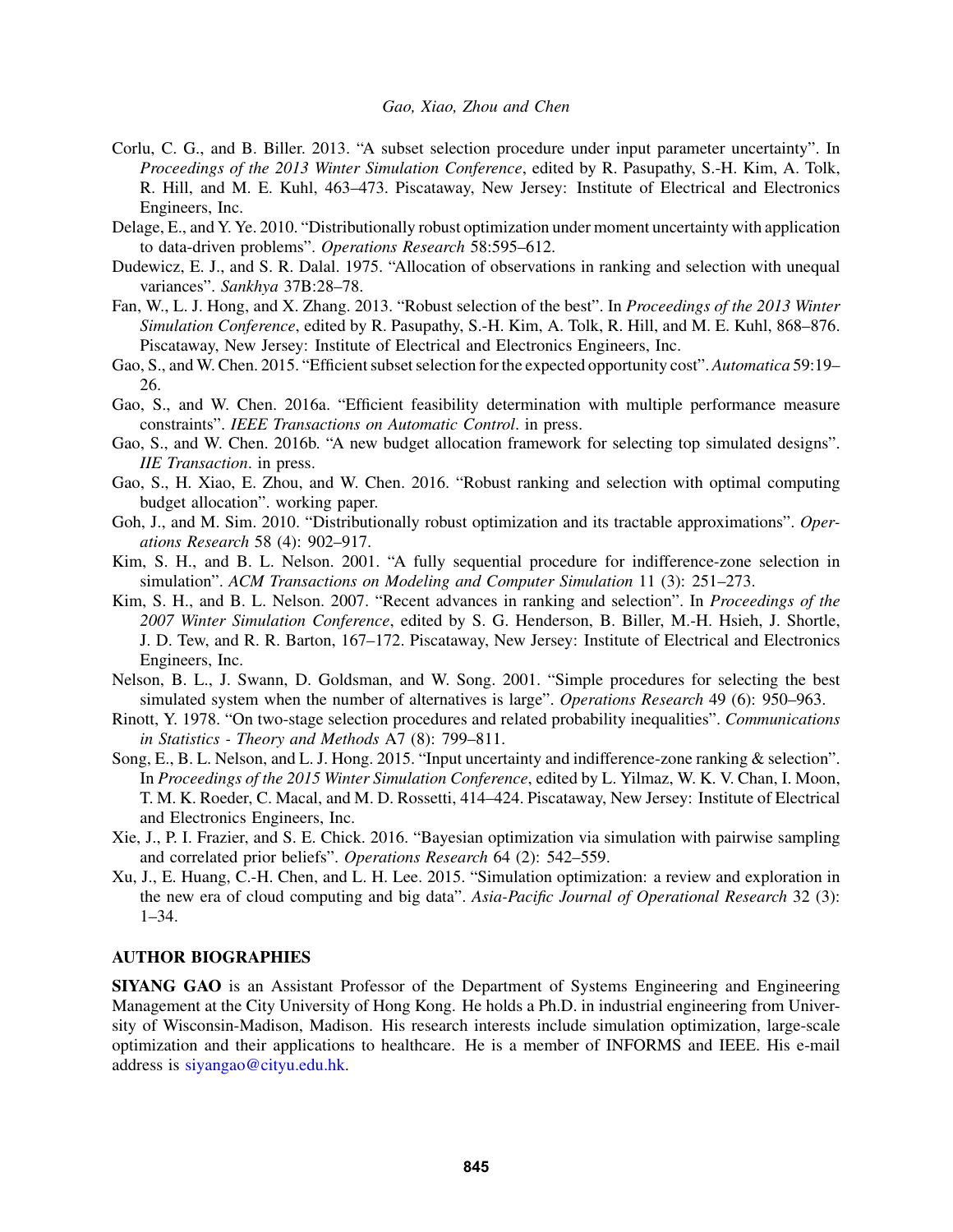Corlu, C. G., and B. Biller. 2013. "A subset selection procedure under input parameter uncertainty". In *Proceedings of the 2013 Winter Simulation Conference*, edited by R. Pasupathy, S.-H. Kim, A. Tolk, R. Hill, and M. E. Kuhl, 463–473. Piscataway, New Jersey: Institute of Electrical and Electronics Engineers, Inc.

Delage, E., and Y. Ye. 2010. "Distributionally robust optimization under moment uncertainty with application to data-driven problems". *Operations Research* 58:595–612.

Dudewicz, E. J., and S. R. Dalal. 1975. "Allocation of observations in ranking and selection with unequal variances". *Sankhya* 37B:28–78.

Fan, W., L. J. Hong, and X. Zhang. 2013. "Robust selection of the best". In *Proceedings of the 2013 Winter Simulation Conference*, edited by R. Pasupathy, S.-H. Kim, A. Tolk, R. Hill, and M. E. Kuhl, 868–876. Piscataway, New Jersey: Institute of Electrical and Electronics Engineers, Inc.

Gao, S., and W. Chen. 2015. "Efficient subset selection for the expected opportunity cost". *Automatica* 59:19–26.

Gao, S., and W. Chen. 2016a. "Efficient feasibility determination with multiple performance measure constraints". *IEEE Transactions on Automatic Control*. in press.

Gao, S., and W. Chen. 2016b. "A new budget allocation framework for selecting top simulated designs". *IIE Transaction*. in press.

Gao, S., H. Xiao, E. Zhou, and W. Chen. 2016. "Robust ranking and selection with optimal computing budget allocation". working paper.

Goh, J., and M. Sim. 2010. "Distributionally robust optimization and its tractable approximations". *Operations Research* 58 (4): 902–917.

Kim, S. H., and B. L. Nelson. 2001. "A fully sequential procedure for indifference-zone selection in simulation". *ACM Transactions on Modeling and Computer Simulation* 11 (3): 251–273.

Kim, S. H., and B. L. Nelson. 2007. "Recent advances in ranking and selection". In *Proceedings of the 2007 Winter Simulation Conference*, edited by S. G. Henderson, B. Biller, M.-H. Hsieh, J. Shortle, J. D. Tew, and R. R. Barton, 167–172. Piscataway, New Jersey: Institute of Electrical and Electronics Engineers, Inc.

Nelson, B. L., J. Swann, D. Goldsman, and W. Song. 2001. "Simple procedures for selecting the best simulated system when the number of alternatives is large". *Operations Research* 49 (6): 950–963.

Rinott, Y. 1978. "On two-stage selection procedures and related probability inequalities". *Communications in Statistics - Theory and Methods* A7 (8): 799–811.

Song, E., B. L. Nelson, and L. J. Hong. 2015. "Input uncertainty and indifference-zone ranking & selection". In *Proceedings of the 2015 Winter Simulation Conference*, edited by L. Yilmaz, W. K. V. Chan, I. Moon, T. M. K. Roeder, C. Macal, and M. D. Rossetti, 414–424. Piscataway, New Jersey: Institute of Electrical and Electronics Engineers, Inc.

Xie, J., P. I. Frazier, and S. E. Chick. 2016. "Bayesian optimization via simulation with pairwise sampling and correlated prior beliefs". *Operations Research* 64 (2): 542–559.

Xu, J., E. Huang, C.-H. Chen, and L. H. Lee. 2015. "Simulation optimization: a review and exploration in the new era of cloud computing and big data". *Asia-Pacific Journal of Operational Research* 32 (3): 1–34.

## AUTHOR BIOGRAPHIES

**SIYANG GAO** is an Assistant Professor of the Department of Systems Engineering and Engineering Management at the City University of Hong Kong. He holds a Ph.D. in industrial engineering from University of Wisconsin-Madison, Madison. His research interests include simulation optimization, large-scale optimization and their applications to healthcare. He is a member of INFORMS and IEEE. His e-mail address is siyangao@cityu.edu.hk.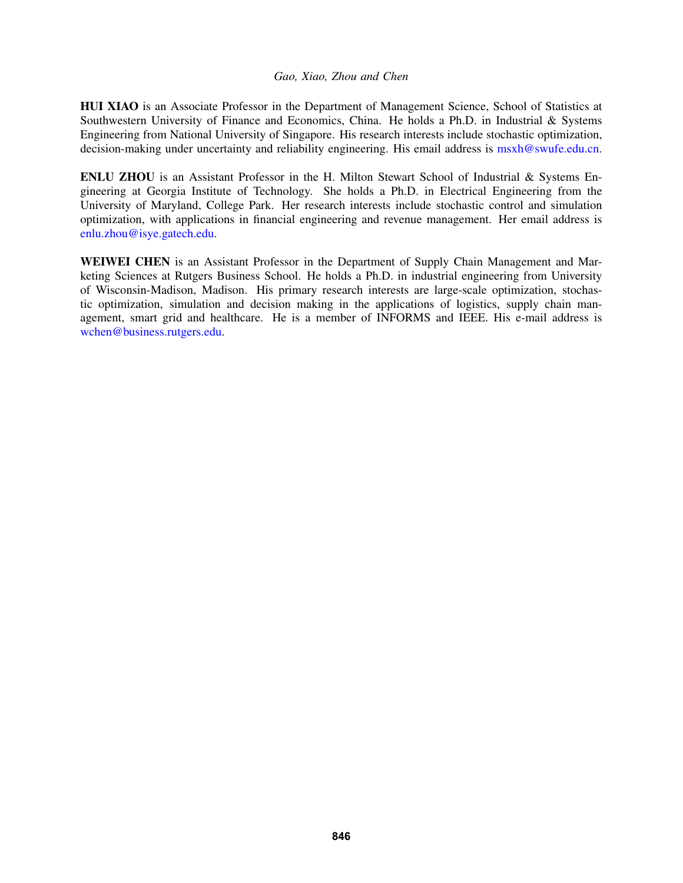**HUI XIAO** is an Associate Professor in the Department of Management Science, School of Statistics at Southwestern University of Finance and Economics, China. He holds a Ph.D. in Industrial & Systems Engineering from National University of Singapore. His research interests include stochastic optimization, decision-making under uncertainty and reliability engineering. His email address is msxh@swufe.edu.cn.

**ENLU ZHOU** is an Assistant Professor in the H. Milton Stewart School of Industrial & Systems Engineering at Georgia Institute of Technology. She holds a Ph.D. in Electrical Engineering from the University of Maryland, College Park. Her research interests include stochastic control and simulation optimization, with applications in financial engineering and revenue management. Her email address is enlu.zhou@isye.gatech.edu.

**WEIWEI CHEN** is an Assistant Professor in the Department of Supply Chain Management and Marketing Sciences at Rutgers Business School. He holds a Ph.D. in industrial engineering from University of Wisconsin-Madison, Madison. His primary research interests are large-scale optimization, stochastic optimization, simulation and decision making in the applications of logistics, supply chain management, smart grid and healthcare. He is a member of INFORMS and IEEE. His e-mail address is wchen@business.rutgers.edu.